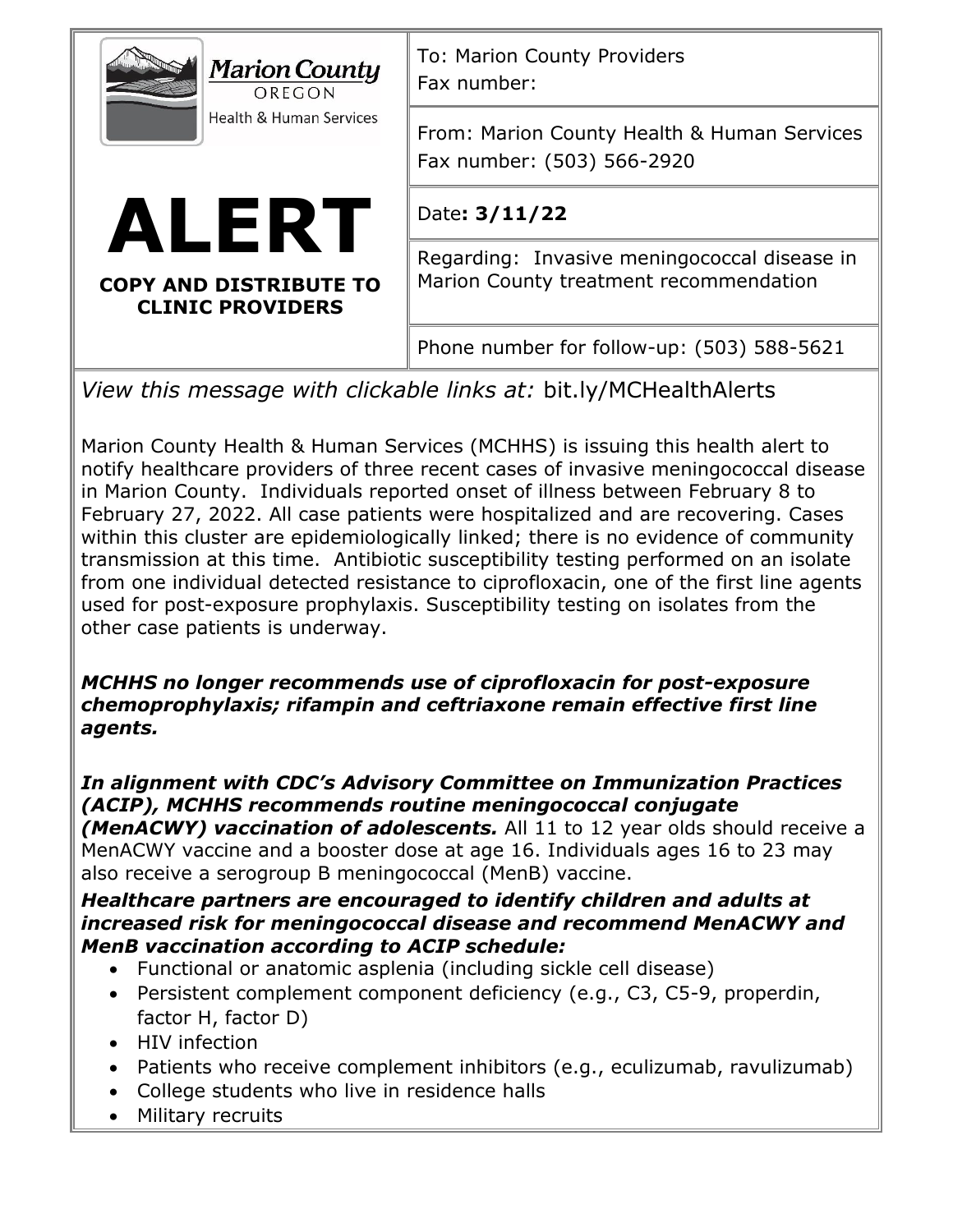| Marion County OREGON Health & Human Services | To: Marion County Providers<br>Fax number: |
| --- | --- |
| | From: Marion County Health & Human Services<br>Fax number: (503) 566-2920 |
| **ALERT**<br>**COPY AND DISTRIBUTE TO CLINIC PROVIDERS** | Date**: 3/11/22** |
| | Regarding: Invasive meningococcal disease in Marion County treatment recommendation |
| | Phone number for follow-up: (503) 588-5621 |

*View this message with clickable links at:* bit.ly/MCHealthAlerts

Marion County Health & Human Services (MCHHS) is issuing this health alert to notify healthcare providers of three recent cases of invasive meningococcal disease in Marion County. Individuals reported onset of illness between February 8 to February 27, 2022. All case patients were hospitalized and are recovering. Cases within this cluster are epidemiologically linked; there is no evidence of community transmission at this time. Antibiotic susceptibility testing performed on an isolate from one individual detected resistance to ciprofloxacin, one of the first line agents used for post-exposure prophylaxis. Susceptibility testing on isolates from the other case patients is underway.

***MCHHS no longer recommends use of ciprofloxacin for post-exposure chemoprophylaxis; rifampin and ceftriaxone remain effective first line agents.***

***In alignment with CDC's Advisory Committee on Immunization Practices (ACIP), MCHHS recommends routine meningococcal conjugate (MenACWY) vaccination of adolescents.*** All 11 to 12 year olds should receive a MenACWY vaccine and a booster dose at age 16. Individuals ages 16 to 23 may also receive a serogroup B meningococcal (MenB) vaccine.

***Healthcare partners are encouraged to identify children and adults at increased risk for meningococcal disease and recommend MenACWY and MenB vaccination according to ACIP schedule:***

- Functional or anatomic asplenia (including sickle cell disease)
- Persistent complement component deficiency (e.g., C3, C5-9, properdin, factor H, factor D)
- HIV infection
- Patients who receive complement inhibitors (e.g., eculizumab, ravulizumab)
- College students who live in residence halls
- Military recruits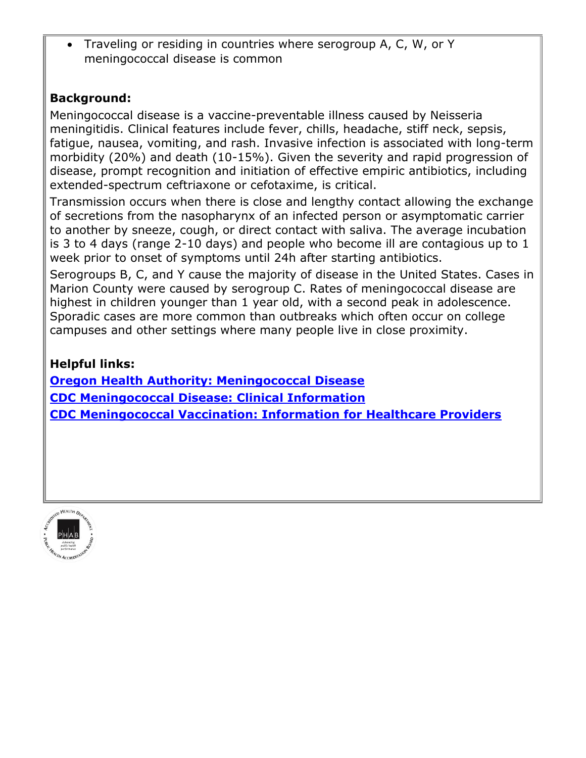- Traveling or residing in countries where serogroup A, C, W, or Y meningococcal disease is common

**Background:**

Meningococcal disease is a vaccine-preventable illness caused by Neisseria meningitidis. Clinical features include fever, chills, headache, stiff neck, sepsis, fatigue, nausea, vomiting, and rash. Invasive infection is associated with long-term morbidity (20%) and death (10-15%). Given the severity and rapid progression of disease, prompt recognition and initiation of effective empiric antibiotics, including extended-spectrum ceftriaxone or cefotaxime, is critical.

Transmission occurs when there is close and lengthy contact allowing the exchange of secretions from the nasopharynx of an infected person or asymptomatic carrier to another by sneeze, cough, or direct contact with saliva. The average incubation is 3 to 4 days (range 2-10 days) and people who become ill are contagious up to 1 week prior to onset of symptoms until 24h after starting antibiotics.

Serogroups B, C, and Y cause the majority of disease in the United States. Cases in Marion County were caused by serogroup C. Rates of meningococcal disease are highest in children younger than 1 year old, with a second peak in adolescence. Sporadic cases are more common than outbreaks which often occur on college campuses and other settings where many people live in close proximity.

**Helpful links:**

**Oregon Health Authority: Meningococcal Disease**

**CDC Meningococcal Disease: Clinical Information**

**CDC Meningococcal Vaccination: Information for Healthcare Providers**